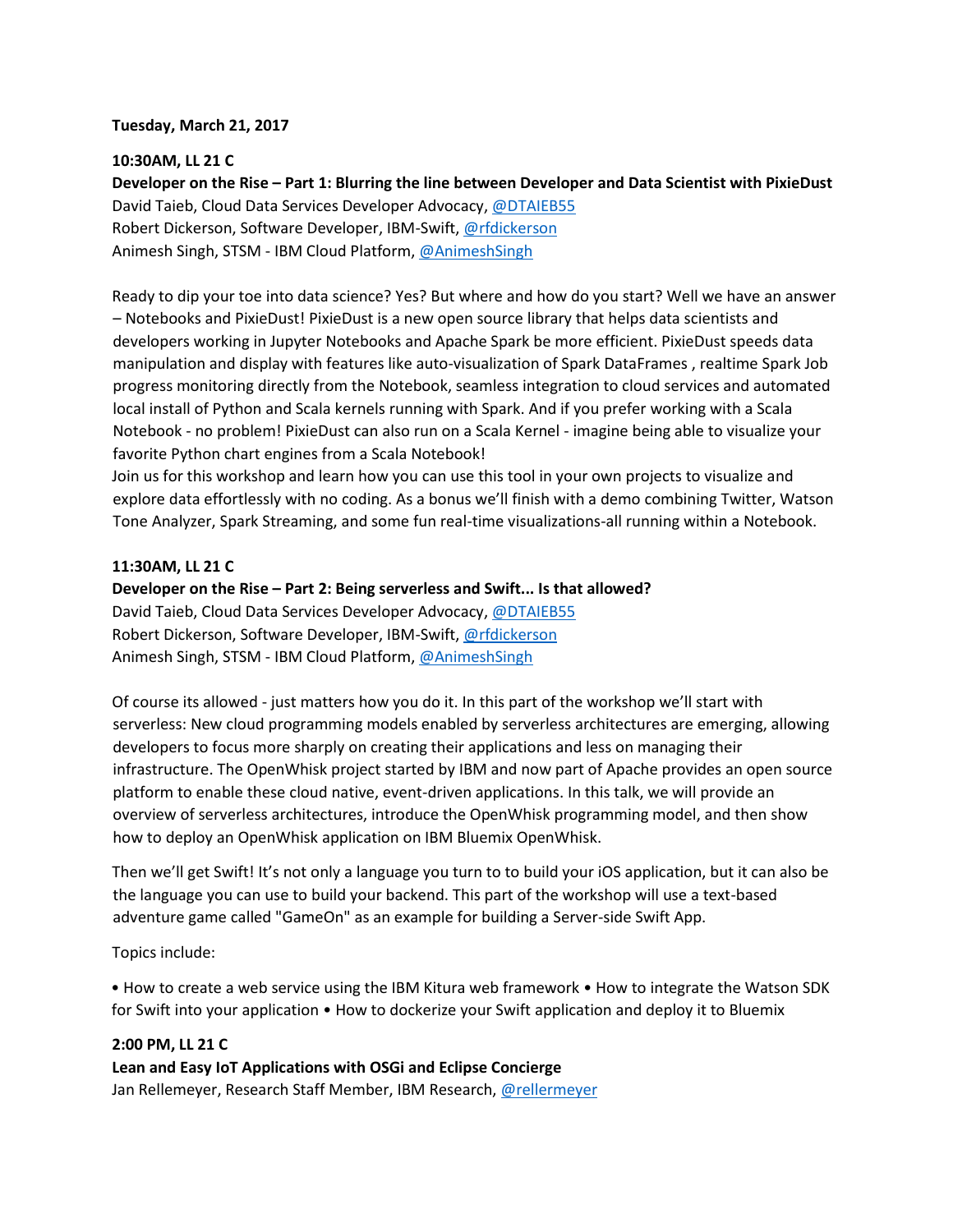**Tuesday, March 21, 2017**

**10:30AM, LL 21 C**

**Developer on the Rise – Part 1: Blurring the line between Developer and Data Scientist with PixieDust**

David Taieb, Cloud Data Services Developer Advocacy, @DTAIEB55
Robert Dickerson, Software Developer, IBM-Swift, @rfdickerson
Animesh Singh, STSM - IBM Cloud Platform, @AnimeshSingh

Ready to dip your toe into data science? Yes? But where and how do you start? Well we have an answer – Notebooks and PixieDust! PixieDust is a new open source library that helps data scientists and developers working in Jupyter Notebooks and Apache Spark be more efficient. PixieDust speeds data manipulation and display with features like auto-visualization of Spark DataFrames , realtime Spark Job progress monitoring directly from the Notebook, seamless integration to cloud services and automated local install of Python and Scala kernels running with Spark. And if you prefer working with a Scala Notebook - no problem! PixieDust can also run on a Scala Kernel - imagine being able to visualize your favorite Python chart engines from a Scala Notebook!
Join us for this workshop and learn how you can use this tool in your own projects to visualize and explore data effortlessly with no coding. As a bonus we'll finish with a demo combining Twitter, Watson Tone Analyzer, Spark Streaming, and some fun real-time visualizations-all running within a Notebook.

**11:30AM, LL 21 C**

**Developer on the Rise – Part 2: Being serverless and Swift... Is that allowed?**

David Taieb, Cloud Data Services Developer Advocacy, @DTAIEB55
Robert Dickerson, Software Developer, IBM-Swift, @rfdickerson
Animesh Singh, STSM - IBM Cloud Platform, @AnimeshSingh

Of course its allowed - just matters how you do it. In this part of the workshop we'll start with serverless: New cloud programming models enabled by serverless architectures are emerging, allowing developers to focus more sharply on creating their applications and less on managing their infrastructure. The OpenWhisk project started by IBM and now part of Apache provides an open source platform to enable these cloud native, event-driven applications. In this talk, we will provide an overview of serverless architectures, introduce the OpenWhisk programming model, and then show how to deploy an OpenWhisk application on IBM Bluemix OpenWhisk.

Then we'll get Swift! It's not only a language you turn to to build your iOS application, but it can also be the language you can use to build your backend. This part of the workshop will use a text-based adventure game called "GameOn" as an example for building a Server-side Swift App.

Topics include:

• How to create a web service using the IBM Kitura web framework • How to integrate the Watson SDK for Swift into your application • How to dockerize your Swift application and deploy it to Bluemix

**2:00 PM, LL 21 C**

**Lean and Easy IoT Applications with OSGi and Eclipse Concierge**

Jan Rellemeyer, Research Staff Member, IBM Research, @rellermeyer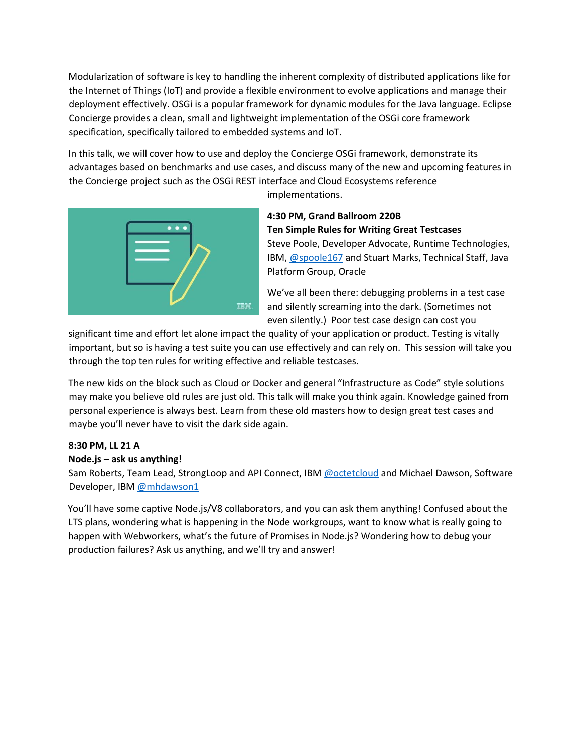Modularization of software is key to handling the inherent complexity of distributed applications like for the Internet of Things (IoT) and provide a flexible environment to evolve applications and manage their deployment effectively. OSGi is a popular framework for dynamic modules for the Java language. Eclipse Concierge provides a clean, small and lightweight implementation of the OSGi core framework specification, specifically tailored to embedded systems and IoT.

In this talk, we will cover how to use and deploy the Concierge OSGi framework, demonstrate its advantages based on benchmarks and use cases, and discuss many of the new and upcoming features in the Concierge project such as the OSGi REST interface and Cloud Ecosystems reference implementations.

**4:30 PM, Grand Ballroom 220B**
**Ten Simple Rules for Writing Great Testcases**
Steve Poole, Developer Advocate, Runtime Technologies, IBM, @spoole167 and Stuart Marks, Technical Staff, Java Platform Group, Oracle

We've all been there: debugging problems in a test case and silently screaming into the dark. (Sometimes not even silently.) Poor test case design can cost you significant time and effort let alone impact the quality of your application or product. Testing is vitally important, but so is having a test suite you can use effectively and can rely on. This session will take you through the top ten rules for writing effective and reliable testcases.

The new kids on the block such as Cloud or Docker and general "Infrastructure as Code" style solutions may make you believe old rules are just old. This talk will make you think again. Knowledge gained from personal experience is always best. Learn from these old masters how to design great test cases and maybe you'll never have to visit the dark side again.

**8:30 PM, LL 21 A**
**Node.js – ask us anything!**
Sam Roberts, Team Lead, StrongLoop and API Connect, IBM @octetcloud and Michael Dawson, Software Developer, IBM @mhdawson1

You'll have some captive Node.js/V8 collaborators, and you can ask them anything! Confused about the LTS plans, wondering what is happening in the Node workgroups, want to know what is really going to happen with Webworkers, what's the future of Promises in Node.js? Wondering how to debug your production failures? Ask us anything, and we'll try and answer!